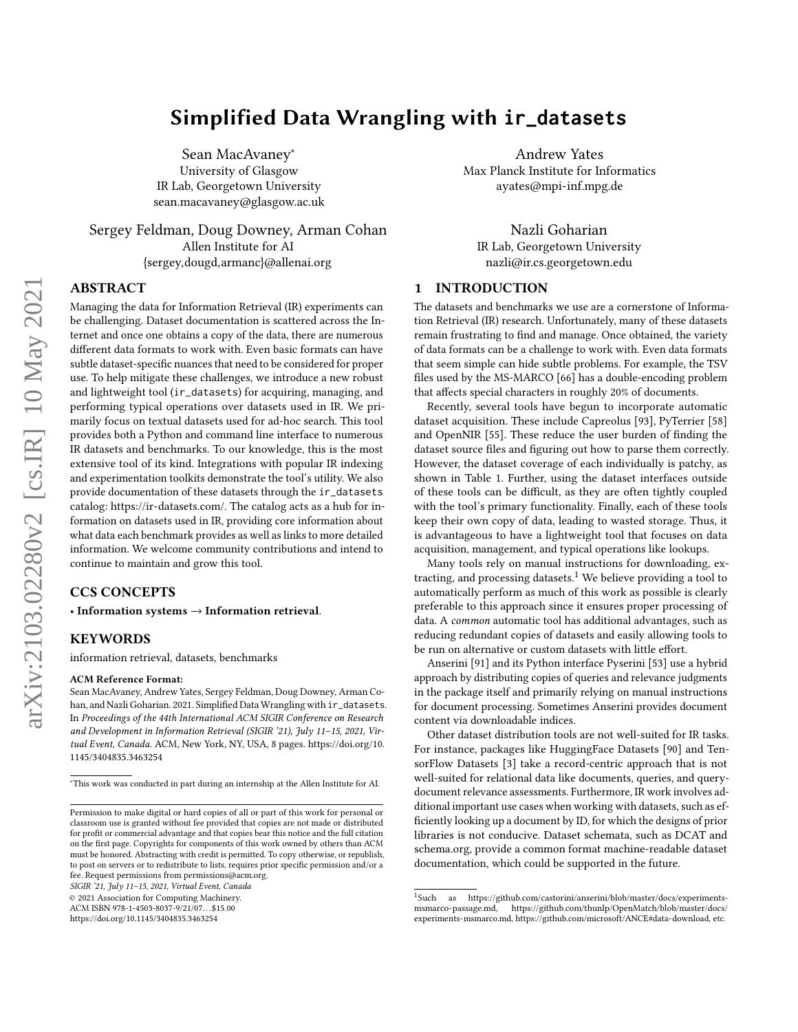# Simplified Data Wrangling with ir_datasets

Sean MacAvaney*
University of Glasgow
IR Lab, Georgetown University
sean.macavaney@glasgow.ac.uk

Andrew Yates
Max Planck Institute for Informatics
ayates@mpi-inf.mpg.de

Sergey Feldman, Doug Downey, Arman Cohan
Allen Institute for AI
{sergey,dougd,armanc}@allenai.org

Nazli Goharian
IR Lab, Georgetown University
nazli@ir.cs.georgetown.edu

## ABSTRACT

Managing the data for Information Retrieval (IR) experiments can be challenging. Dataset documentation is scattered across the Internet and once one obtains a copy of the data, there are numerous different data formats to work with. Even basic formats can have subtle dataset-specific nuances that need to be considered for proper use. To help mitigate these challenges, we introduce a new robust and lightweight tool (`ir_datasets`) for acquiring, managing, and performing typical operations over datasets used in IR. We primarily focus on textual datasets used for ad-hoc search. This tool provides both a Python and command line interface to numerous IR datasets and benchmarks. To our knowledge, this is the most extensive tool of its kind. Integrations with popular IR indexing and experimentation toolkits demonstrate the tool's utility. We also provide documentation of these datasets through the `ir_datasets` catalog: https://ir-datasets.com/. The catalog acts as a hub for information on datasets used in IR, providing core information about what data each benchmark provides as well as links to more detailed information. We welcome community contributions and intend to continue to maintain and grow this tool.

## CCS CONCEPTS

• **Information systems → Information retrieval**.

## KEYWORDS

information retrieval, datasets, benchmarks

**ACM Reference Format:**
Sean MacAvaney, Andrew Yates, Sergey Feldman, Doug Downey, Arman Cohan, and Nazli Goharian. 2021. Simplified Data Wrangling with ir_datasets. In *Proceedings of the 44th International ACM SIGIR Conference on Research and Development in Information Retrieval (SIGIR '21), July 11–15, 2021, Virtual Event, Canada.* ACM, New York, NY, USA, 8 pages. https://doi.org/10.1145/3404835.3463254

*This work was conducted in part during an internship at the Allen Institute for AI.

Permission to make digital or hard copies of all or part of this work for personal or classroom use is granted without fee provided that copies are not made or distributed for profit or commercial advantage and that copies bear this notice and the full citation on the first page. Copyrights for components of this work owned by others than ACM must be honored. Abstracting with credit is permitted. To copy otherwise, or republish, to post on servers or to redistribute to lists, requires prior specific permission and/or a fee. Request permissions from permissions@acm.org.
*SIGIR '21, July 11–15, 2021, Virtual Event, Canada*
© 2021 Association for Computing Machinery.
ACM ISBN 978-1-4503-8037-9/21/07…$15.00
https://doi.org/10.1145/3404835.3463254

## 1 INTRODUCTION

The datasets and benchmarks we use are a cornerstone of Information Retrieval (IR) research. Unfortunately, many of these datasets remain frustrating to find and manage. Once obtained, the variety of data formats can be a challenge to work with. Even data formats that seem simple can hide subtle problems. For example, the TSV files used by the MS-MARCO [66] has a double-encoding problem that affects special characters in roughly 20% of documents.

Recently, several tools have begun to incorporate automatic dataset acquisition. These include Capreolus [93], PyTerrier [58] and OpenNIR [55]. These reduce the user burden of finding the dataset source files and figuring out how to parse them correctly. However, the dataset coverage of each individually is patchy, as shown in Table 1. Further, using the dataset interfaces outside of these tools can be difficult, as they are often tightly coupled with the tool's primary functionality. Finally, each of these tools keep their own copy of data, leading to wasted storage. Thus, it is advantageous to have a lightweight tool that focuses on data acquisition, management, and typical operations like lookups.

Many tools rely on manual instructions for downloading, extracting, and processing datasets.[1] We believe providing a tool to automatically perform as much of this work as possible is clearly preferable to this approach since it ensures proper processing of data. A *common* automatic tool has additional advantages, such as reducing redundant copies of datasets and easily allowing tools to be run on alternative or custom datasets with little effort.

Anserini [91] and its Python interface Pyserini [53] use a hybrid approach by distributing copies of queries and relevance judgments in the package itself and primarily relying on manual instructions for document processing. Sometimes Anserini provides document content via downloadable indices.

Other dataset distribution tools are not well-suited for IR tasks. For instance, packages like HuggingFace Datasets [90] and TensorFlow Datasets [3] take a record-centric approach that is not well-suited for relational data like documents, queries, and query-document relevance assessments. Furthermore, IR work involves additional important use cases when working with datasets, such as efficiently looking up a document by ID, for which the designs of prior libraries is not conducive. Dataset schemata, such as DCAT and schema.org, provide a common format machine-readable dataset documentation, which could be supported in the future.

[1] Such as https://github.com/castorini/anserini/blob/master/docs/experiments-msmarco-passage.md, https://github.com/thunlp/OpenMatch/blob/master/docs/experiments-msmarco.md, https://github.com/microsoft/ANCE#data-download, etc.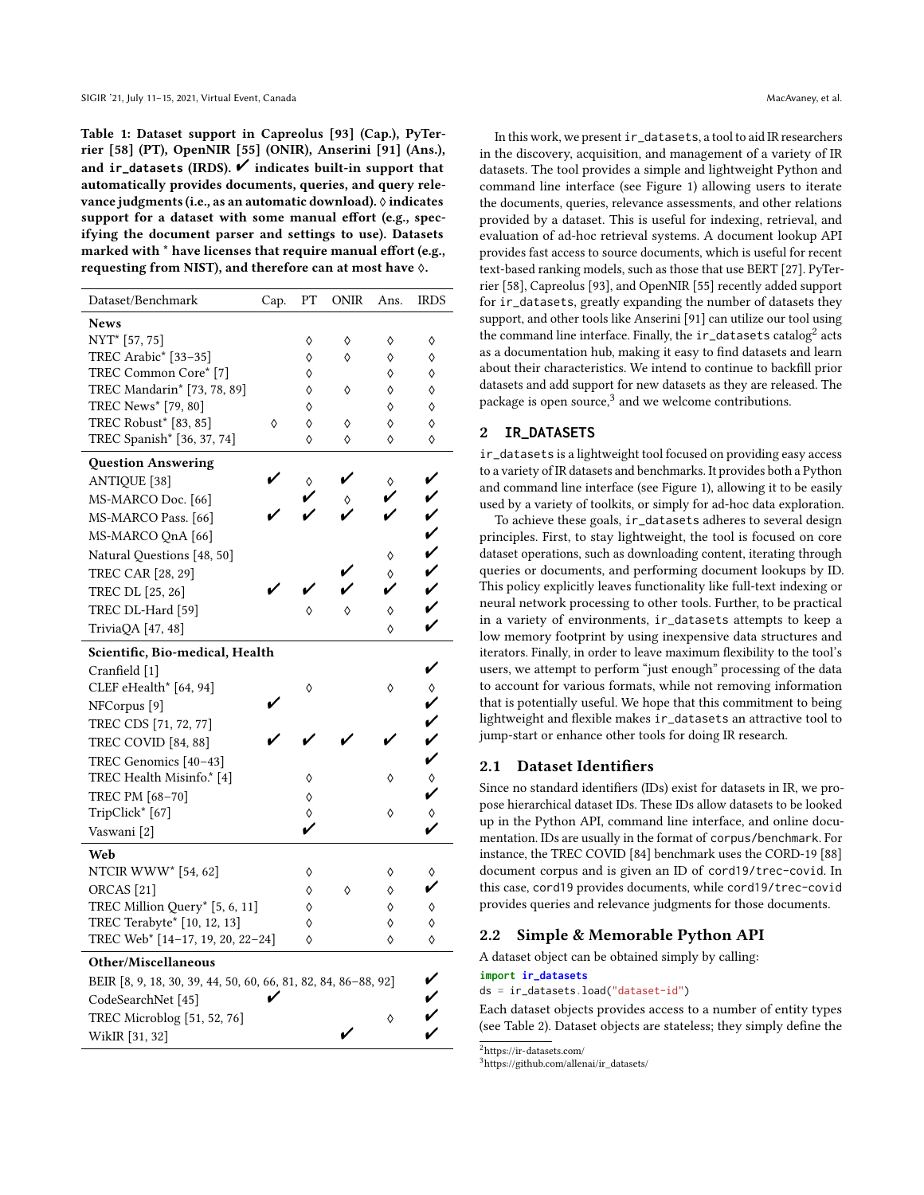Table 1: Dataset support in Capreolus [93] (Cap.), PyTerrier [58] (PT), OpenNIR [55] (ONIR), Anserini [91] (Ans.), and `ir_datasets` (IRDS). ✔ indicates built-in support that automatically provides documents, queries, and query relevance judgments (i.e., as an automatic download). ◊ indicates support for a dataset with some manual effort (e.g., specifying the document parser and settings to use). Datasets marked with * have licenses that require manual effort (e.g., requesting from NIST), and therefore can at most have ◊.

| Dataset/Benchmark | Cap. | PT | ONIR | Ans. | IRDS |
|---|---|---|---|---|---|
| **News** | | | | | |
| NYT* [57, 75] | | ◊ | ◊ | ◊ | ◊ |
| TREC Arabic* [33–35] | | ◊ | ◊ | ◊ | ◊ |
| TREC Common Core* [7] | | ◊ | | ◊ | ◊ |
| TREC Mandarin* [73, 78, 89] | | ◊ | ◊ | ◊ | ◊ |
| TREC News* [79, 80] | | ◊ | | ◊ | ◊ |
| TREC Robust* [83, 85] | ◊ | ◊ | ◊ | ◊ | ◊ |
| TREC Spanish* [36, 37, 74] | | ◊ | ◊ | ◊ | ◊ |
| **Question Answering** | | | | | |
| ANTIQUE [38] | ✔ | ◊ | ✔ | ◊ | ✔ |
| MS-MARCO Doc. [66] | | ✔ | ◊ | ✔ | ✔ |
| MS-MARCO Pass. [66] | ✔ | ✔ | ✔ | ✔ | ✔ |
| MS-MARCO QnA [66] | | | | | ✔ |
| Natural Questions [48, 50] | | | | ◊ | ✔ |
| TREC CAR [28, 29] | | | ✔ | ◊ | ✔ |
| TREC DL [25, 26] | ✔ | ✔ | ✔ | ✔ | ✔ |
| TREC DL-Hard [59] | | ◊ | ◊ | ◊ | ✔ |
| TriviaQA [47, 48] | | | | ◊ | ✔ |
| **Scientific, Bio-medical, Health** | | | | | |
| Cranfield [1] | | | | | ✔ |
| CLEF eHealth* [64, 94] | | ◊ | | ◊ | ◊ |
| NFCorpus [9] | ✔ | | | | ✔ |
| TREC CDS [71, 72, 77] | | | | | ✔ |
| TREC COVID [84, 88] | ✔ | ✔ | ✔ | ✔ | ✔ |
| TREC Genomics [40–43] | | | | | ✔ |
| TREC Health Misinfo.* [4] | | ◊ | | ◊ | ◊ |
| TREC PM [68–70] | | ◊ | | | ✔ |
| TripClick* [67] | | ◊ | | ◊ | ◊ |
| Vaswani [2] | | ✔ | | | ✔ |
| **Web** | | | | | |
| NTCIR WWW* [54, 62] | | ◊ | | ◊ | ◊ |
| ORCAS [21] | | ◊ | ◊ | ◊ | ✔ |
| TREC Million Query* [5, 6, 11] | | ◊ | | ◊ | ◊ |
| TREC Terabyte* [10, 12, 13] | | ◊ | | ◊ | ◊ |
| TREC Web* [14–17, 19, 20, 22–24] | | ◊ | | ◊ | ◊ |
| **Other/Miscellaneous** | | | | | |
| BEIR [8, 9, 18, 30, 39, 44, 50, 60, 66, 81, 82, 84, 86–88, 92] | | | | | ✔ |
| CodeSearchNet [45] | ✔ | | | | ✔ |
| TREC Microblog [51, 52, 76] | | | | ◊ | ✔ |
| WikIR [31, 32] | | | ✔ | | ✔ |

In this work, we present `ir_datasets`, a tool to aid IR researchers in the discovery, acquisition, and management of a variety of IR datasets. The tool provides a simple and lightweight Python and command line interface (see Figure 1) allowing users to iterate the documents, queries, relevance assessments, and other relations provided by a dataset. This is useful for indexing, retrieval, and evaluation of ad-hoc retrieval systems. A document lookup API provides fast access to source documents, which is useful for recent text-based ranking models, such as those that use BERT [27]. PyTerrier [58], Capreolus [93], and OpenNIR [55] recently added support for `ir_datasets`, greatly expanding the number of datasets they support, and other tools like Anserini [91] can utilize our tool using the command line interface. Finally, the `ir_datasets` catalog[2] acts as a documentation hub, making it easy to find datasets and learn about their characteristics. We intend to continue to backfill prior datasets and add support for new datasets as they are released. The package is open source,[3] and we welcome contributions.

## 2 IR_DATASETS

`ir_datasets` is a lightweight tool focused on providing easy access to a variety of IR datasets and benchmarks. It provides both a Python and command line interface (see Figure 1), allowing it to be easily used by a variety of toolkits, or simply for ad-hoc data exploration.

To achieve these goals, `ir_datasets` adheres to several design principles. First, to stay lightweight, the tool is focused on core dataset operations, such as downloading content, iterating through queries or documents, and performing document lookups by ID. This policy explicitly leaves functionality like full-text indexing or neural network processing to other tools. Further, to be practical in a variety of environments, `ir_datasets` attempts to keep a low memory footprint by using inexpensive data structures and iterators. Finally, in order to leave maximum flexibility to the tool's users, we attempt to perform "just enough" processing of the data to account for various formats, while not removing information that is potentially useful. We hope that this commitment to being lightweight and flexible makes `ir_datasets` an attractive tool to jump-start or enhance other tools for doing IR research.

### 2.1 Dataset Identifiers

Since no standard identifiers (IDs) exist for datasets in IR, we propose hierarchical dataset IDs. These IDs allow datasets to be looked up in the Python API, command line interface, and online documentation. IDs are usually in the format of `corpus/benchmark`. For instance, the TREC COVID [84] benchmark uses the CORD-19 [88] document corpus and is given an ID of `cord19/trec-covid`. In this case, `cord19` provides documents, while `cord19/trec-covid` provides queries and relevance judgments for those documents.

### 2.2 Simple & Memorable Python API

A dataset object can be obtained simply by calling:

```
import ir_datasets
ds = ir_datasets.load("dataset-id")
```

Each dataset objects provides access to a number of entity types (see Table 2). Dataset objects are stateless; they simply define the

[2] https://ir-datasets.com/

[3] https://github.com/allenai/ir_datasets/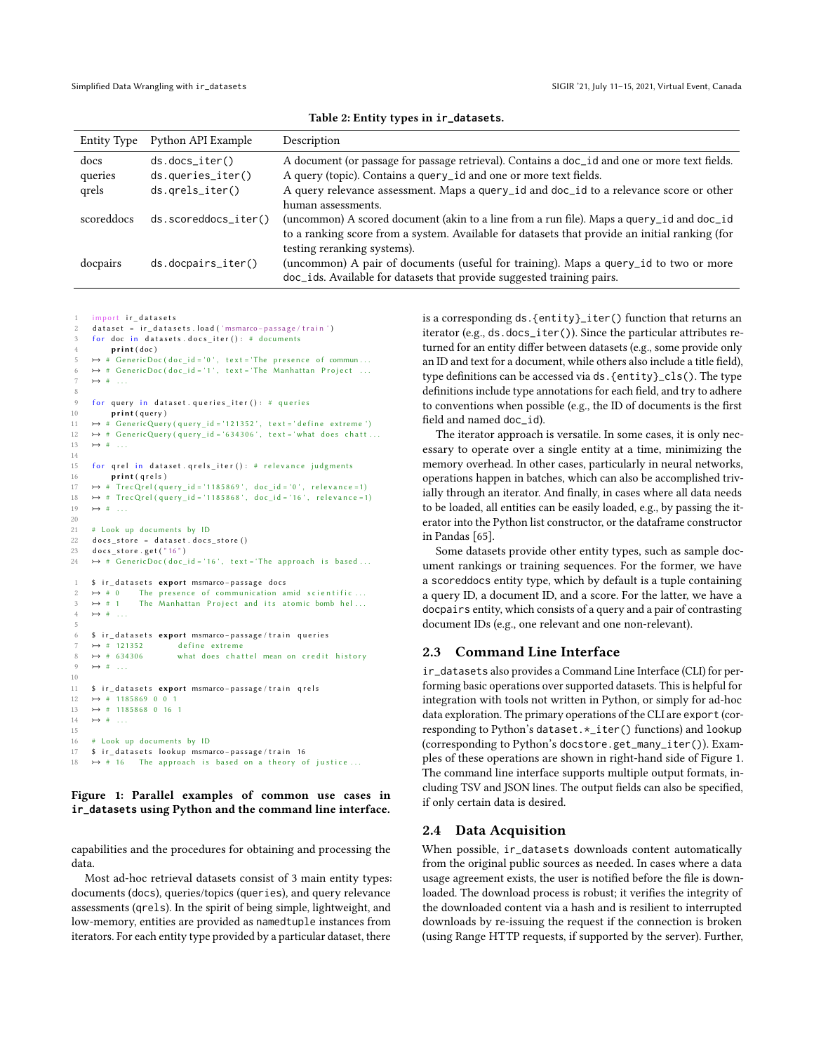**Table 2: Entity types in ir_datasets.**

| Entity Type | Python API Example | Description |
|---|---|---|
| docs | ds.docs_iter() | A document (or passage for passage retrieval). Contains a doc_id and one or more text fields. |
| queries | ds.queries_iter() | A query (topic). Contains a query_id and one or more text fields. |
| qrels | ds.qrels_iter() | A query relevance assessment. Maps a query_id and doc_id to a relevance score or other human assessments. |
| scoreddocs | ds.scoreddocs_iter() | (uncommon) A scored document (akin to a line from a run file). Maps a query_id and doc_id to a ranking score from a system. Available for datasets that provide an initial ranking (for testing reranking systems). |
| docpairs | ds.docpairs_iter() | (uncommon) A pair of documents (useful for training). Maps a query_id to two or more doc_ids. Available for datasets that provide suggested training pairs. |

```python
import ir_datasets
dataset = ir_datasets.load('msmarco-passage/train')
for doc in datasets.docs_iter(): # documents
    print(doc)
↦ # GenericDoc(doc_id='0', text='The presence of commun...
↦ # GenericDoc(doc_id='1', text='The Manhattan Project ...
↦ # ...

for query in dataset.queries_iter(): # queries
    print(query)
↦ # GenericQuery(query_id='121352', text='define extreme')
↦ # GenericQuery(query_id='634306', text='what does chatt...
↦ # ...

for qrel in dataset.qrels_iter(): # relevance judgments
    print(qrels)
↦ # TrecQrel(query_id='1185869', doc_id='0', relevance=1)
↦ # TrecQrel(query_id='1185868', doc_id='16', relevance=1)
↦ # ...

# Look up documents by ID
docs_store = dataset.docs_store()
docs_store.get("16")
↦ # GenericDoc(doc_id='16', text='The approach is based...
```

```
$ ir_datasets export msmarco-passage docs
↦ # 0    The presence of communication amid scientific...
↦ # 1    The Manhattan Project and its atomic bomb hel...
↦ # ...

$ ir_datasets export msmarco-passage/train queries
↦ # 121352       define extreme
↦ # 634306       what does chattel mean on credit history
↦ # ...

$ ir_datasets export msmarco-passage/train qrels
↦ # 1185869 0 0 1
↦ # 1185868 0 16 1
↦ # ...

# Look up documents by ID
$ ir_datasets lookup msmarco-passage/train 16
↦ # 16   The approach is based on a theory of justice...
```

**Figure 1: Parallel examples of common use cases in ir_datasets using Python and the command line interface.**

capabilities and the procedures for obtaining and processing the data.

Most ad-hoc retrieval datasets consist of 3 main entity types: documents (docs), queries/topics (queries), and query relevance assessments (qrels). In the spirit of being simple, lightweight, and low-memory, entities are provided as namedtuple instances from iterators. For each entity type provided by a particular dataset, there is a corresponding ds.{entity}_iter() function that returns an iterator (e.g., ds.docs_iter()). Since the particular attributes returned for an entity differ between datasets (e.g., some provide only an ID and text for a document, while others also include a title field), type definitions can be accessed via ds.{entity}_cls(). The type definitions include type annotations for each field, and try to adhere to conventions when possible (e.g., the ID of documents is the first field and named doc_id).

The iterator approach is versatile. In some cases, it is only necessary to operate over a single entity at a time, minimizing the memory overhead. In other cases, particularly in neural networks, operations happen in batches, which can also be accomplished trivially through an iterator. And finally, in cases where all data needs to be loaded, all entities can be easily loaded, e.g., by passing the iterator into the Python list constructor, or the dataframe constructor in Pandas [65].

Some datasets provide other entity types, such as sample document rankings or training sequences. For the former, we have a scoreddocs entity type, which by default is a tuple containing a query ID, a document ID, and a score. For the latter, we have a docpairs entity, which consists of a query and a pair of contrasting document IDs (e.g., one relevant and one non-relevant).

## 2.3 Command Line Interface

ir_datasets also provides a Command Line Interface (CLI) for performing basic operations over supported datasets. This is helpful for integration with tools not written in Python, or simply for ad-hoc data exploration. The primary operations of the CLI are export (corresponding to Python's dataset.*_iter() functions) and lookup (corresponding to Python's docstore.get_many_iter()). Examples of these operations are shown in right-hand side of Figure 1. The command line interface supports multiple output formats, including TSV and JSON lines. The output fields can also be specified, if only certain data is desired.

## 2.4 Data Acquisition

When possible, ir_datasets downloads content automatically from the original public sources as needed. In cases where a data usage agreement exists, the user is notified before the file is downloaded. The download process is robust; it verifies the integrity of the downloaded content via a hash and is resilient to interrupted downloads by re-issuing the request if the connection is broken (using Range HTTP requests, if supported by the server). Further,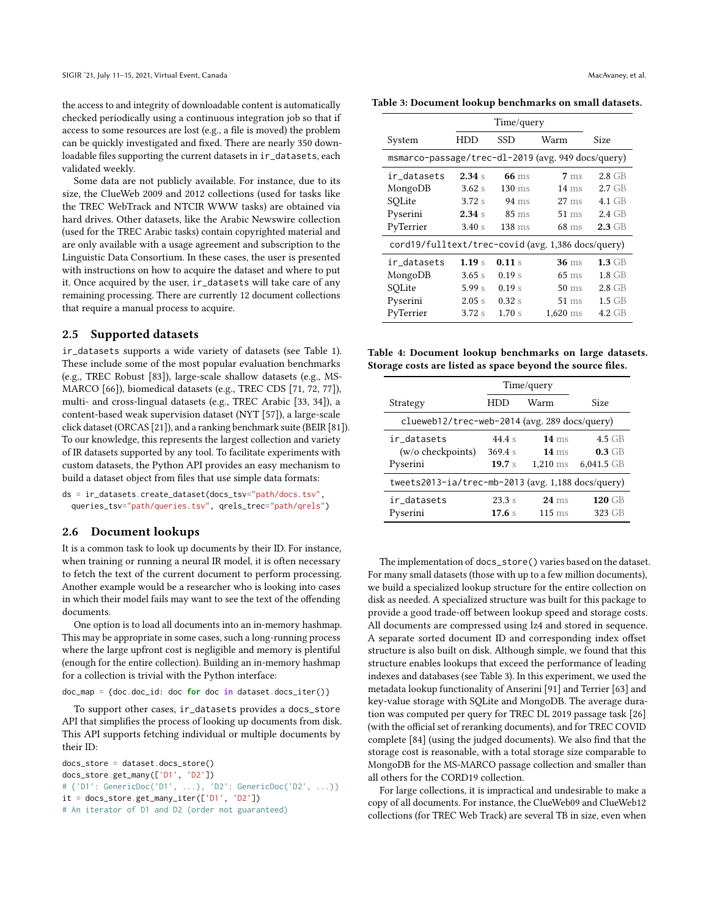the access to and integrity of downloadable content is automatically checked periodically using a continuous integration job so that if access to some resources are lost (e.g., a file is moved) the problem can be quickly investigated and fixed. There are nearly 350 downloadable files supporting the current datasets in `ir_datasets`, each validated weekly.

Some data are not publicly available. For instance, due to its size, the ClueWeb 2009 and 2012 collections (used for tasks like the TREC WebTrack and NTCIR WWW tasks) are obtained via hard drives. Other datasets, like the Arabic Newswire collection (used for the TREC Arabic tasks) contain copyrighted material and are only available with a usage agreement and subscription to the Linguistic Data Consortium. In these cases, the user is presented with instructions on how to acquire the dataset and where to put it. Once acquired by the user, `ir_datasets` will take care of any remaining processing. There are currently 12 document collections that require a manual process to acquire.

## 2.5 Supported datasets

`ir_datasets` supports a wide variety of datasets (see Table 1). These include some of the most popular evaluation benchmarks (e.g., TREC Robust [83]), large-scale shallow datasets (e.g., MS-MARCO [66]), biomedical datasets (e.g., TREC CDS [71, 72, 77]), multi- and cross-lingual datasets (e.g., TREC Arabic [33, 34]), a content-based weak supervision dataset (NYT [57]), a large-scale click dataset (ORCAS [21]), and a ranking benchmark suite (BEIR [81]). To our knowledge, this represents the largest collection and variety of IR datasets supported by any tool. To facilitate experiments with custom datasets, the Python API provides an easy mechanism to build a dataset object from files that use simple data formats:

```
ds = ir_datasets.create_dataset(docs_tsv="path/docs.tsv",
  queries_tsv="path/queries.tsv", qrels_trec="path/qrels")
```

## 2.6 Document lookups

It is a common task to look up documents by their ID. For instance, when training or running a neural IR model, it is often necessary to fetch the text of the current document to perform processing. Another example would be a researcher who is looking into cases in which their model fails may want to see the text of the offending documents.

One option is to load all documents into an in-memory hashmap. This may be appropriate in some cases, such a long-running process where the large upfront cost is negligible and memory is plentiful (enough for the entire collection). Building an in-memory hashmap for a collection is trivial with the Python interface:

```
doc_map = {doc.doc_id: doc for doc in dataset.docs_iter()}
```

To support other cases, `ir_datasets` provides a `docs_store` API that simplifies the process of looking up documents from disk. This API supports fetching individual or multiple documents by their ID:

```
docs_store = dataset.docs_store()
docs_store.get_many(['D1', 'D2'])
# {'D1': GenericDoc('D1', ...), 'D2': GenericDoc('D2', ...)}
it = docs_store.get_many_iter(['D1', 'D2'])
# An iterator of D1 and D2 (order not guaranteed)
```

**Table 3: Document lookup benchmarks on small datasets.**

| System | Time/query HDD | SSD | Warm | Size |
|---|---|---|---|---|
| `msmarco-passage/trec-dl-2019` (avg. 949 docs/query) | | | | |
| `ir_datasets` | **2.34** s | **66** ms | **7** ms | 2.8 GB |
| MongoDB | 3.62 s | 130 ms | 14 ms | 2.7 GB |
| SQLite | 3.72 s | 94 ms | 27 ms | 4.1 GB |
| Pyserini | **2.34** s | 85 ms | 51 ms | 2.4 GB |
| PyTerrier | 3.40 s | 138 ms | 68 ms | **2.3** GB |
| `cord19/fulltext/trec-covid` (avg. 1,386 docs/query) | | | | |
| `ir_datasets` | **1.19** s | **0.11** s | **36** ms | **1.3** GB |
| MongoDB | 3.65 s | 0.19 s | 65 ms | 1.8 GB |
| SQLite | 5.99 s | 0.19 s | 50 ms | 2.8 GB |
| Pyserini | 2.05 s | 0.32 s | 51 ms | 1.5 GB |
| PyTerrier | 3.72 s | 1.70 s | 1,620 ms | 4.2 GB |

**Table 4: Document lookup benchmarks on large datasets. Storage costs are listed as space beyond the source files.**

| Strategy | Time/query HDD | Warm | Size |
|---|---|---|---|
| `clueweb12/trec-web-2014` (avg. 289 docs/query) | | | |
| `ir_datasets` | 44.4 s | **14** ms | 4.5 GB |
| (w/o checkpoints) | 369.4 s | **14** ms | **0.3** GB |
| Pyserini | **19.7** s | 1,210 ms | 6,041.5 GB |
| `tweets2013-ia/trec-mb-2013` (avg. 1,188 docs/query) | | | |
| `ir_datasets` | 23.3 s | **24** ms | **120** GB |
| Pyserini | **17.6** s | 115 ms | 323 GB |

The implementation of `docs_store()` varies based on the dataset. For many small datasets (those with up to a few million documents), we build a specialized lookup structure for the entire collection on disk as needed. A specialized structure was built for this package to provide a good trade-off between lookup speed and storage costs. All documents are compressed using lz4 and stored in sequence. A separate sorted document ID and corresponding index offset structure is also built on disk. Although simple, we found that this structure enables lookups that exceed the performance of leading indexes and databases (see Table 3). In this experiment, we used the metadata lookup functionality of Anserini [91] and Terrier [63] and key-value storage with SQLite and MongoDB. The average duration was computed per query for TREC DL 2019 passage task [26] (with the official set of reranking documents), and for TREC COVID complete [84] (using the judged documents). We also find that the storage cost is reasonable, with a total storage size comparable to MongoDB for the MS-MARCO passage collection and smaller than all others for the CORD19 collection.

For large collections, it is impractical and undesirable to make a copy of all documents. For instance, the ClueWeb09 and ClueWeb12 collections (for TREC Web Track) are several TB in size, even when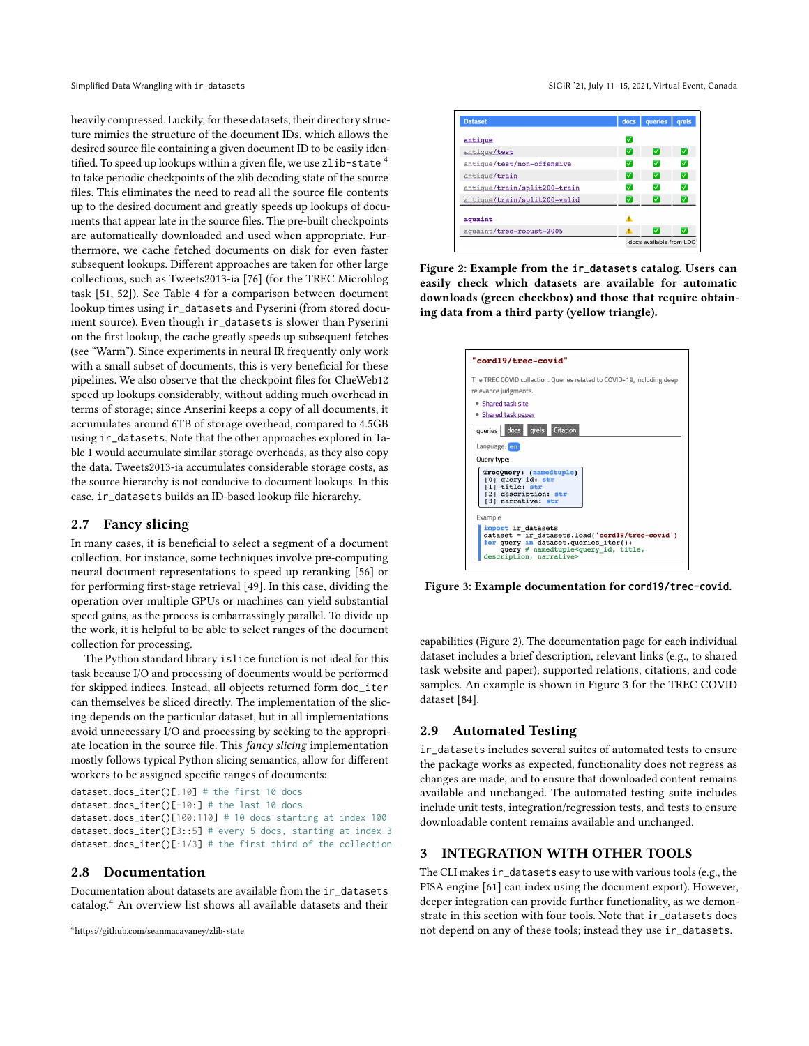heavily compressed. Luckily, for these datasets, their directory structure mimics the structure of the document IDs, which allows the desired source file containing a given document ID to be easily identified. To speed up lookups within a given file, we use `zlib-state`[4] to take periodic checkpoints of the zlib decoding state of the source files. This eliminates the need to read all the source file contents up to the desired document and greatly speeds up lookups of documents that appear late in the source files. The pre-built checkpoints are automatically downloaded and used when appropriate. Furthermore, we cache fetched documents on disk for even faster subsequent lookups. Different approaches are taken for other large collections, such as Tweets2013-ia [76] (for the TREC Microblog task [51, 52]). See Table 4 for a comparison between document lookup times using `ir_datasets` and Pyserini (from stored document source). Even though `ir_datasets` is slower than Pyserini on the first lookup, the cache greatly speeds up subsequent fetches (see "Warm"). Since experiments in neural IR frequently only work with a small subset of documents, this is very beneficial for these pipelines. We also observe that the checkpoint files for ClueWeb12 speed up lookups considerably, without adding much overhead in terms of storage; since Anserini keeps a copy of all documents, it accumulates around 6TB of storage overhead, compared to 4.5GB using `ir_datasets`. Note that the other approaches explored in Table 1 would accumulate similar storage overheads, as they also copy the data. Tweets2013-ia accumulates considerable storage costs, as the source hierarchy is not conducive to document lookups. In this case, `ir_datasets` builds an ID-based lookup file hierarchy.

## 2.7 Fancy slicing

In many cases, it is beneficial to select a segment of a document collection. For instance, some techniques involve pre-computing neural document representations to speed up reranking [56] or for performing first-stage retrieval [49]. In this case, dividing the operation over multiple GPUs or machines can yield substantial speed gains, as the process is embarrassingly parallel. To divide up the work, it is helpful to be able to select ranges of the document collection for processing.

The Python standard library `islice` function is not ideal for this task because I/O and processing of documents would be performed for skipped indices. Instead, all objects returned form `doc_iter` can themselves be sliced directly. The implementation of the slicing depends on the particular dataset, but in all implementations avoid unnecessary I/O and processing by seeking to the appropriate location in the source file. This *fancy slicing* implementation mostly follows typical Python slicing semantics, allow for different workers to be assigned specific ranges of documents:

```
dataset.docs_iter()[:10] # the first 10 docs
dataset.docs_iter()[-10:] # the last 10 docs
dataset.docs_iter()[100:110] # 10 docs starting at index 100
dataset.docs_iter()[3::5] # every 5 docs, starting at index 3
dataset.docs_iter()[:1/3] # the first third of the collection
```

## 2.8 Documentation

Documentation about datasets are available from the `ir_datasets` catalog.[4] An overview list shows all available datasets and their capabilities (Figure 2). The documentation page for each individual dataset includes a brief description, relevant links (e.g., to shared task website and paper), supported relations, citations, and code samples. An example is shown in Figure 3 for the TREC COVID dataset [84].

[4] https://github.com/seanmacavaney/zlib-state

| Dataset | docs | queries | qrels |
|---|---|---|---|
| antique | ✅ | | |
| antique/test | ✅ | ✅ | ✅ |
| antique/test/non-offensive | ✅ | ✅ | ✅ |
| antique/train | ✅ | ✅ | ✅ |
| antique/train/split200-train | ✅ | ✅ | ✅ |
| antique/train/split200-valid | ✅ | ✅ | ✅ |
| aquaint | ⚠️ | | |
| aquaint/trec-robust-2005 | ⚠️ | ✅ | ✅ |

docs available from LDC

**Figure 2: Example from the `ir_datasets` catalog. Users can easily check which datasets are available for automatic downloads (green checkbox) and those that require obtaining data from a third party (yellow triangle).**

"cord19/trec-covid"

The TREC COVID collection. Queries related to COVID-19, including deep relevance judgments.

- Shared task site
- Shared task paper

queries | docs | qrels | Citation

Language: en

Query type:

```
TrecQuery: (namedtuple)
  [0] query_id: str
  [1] title: str
  [2] description: str
  [3] narrative: str
```

Example

```
import ir_datasets
dataset = ir_datasets.load('cord19/trec-covid')
for query in dataset.queries_iter():
    query # namedtuple<query_id, title,
description, narrative>
```

**Figure 3: Example documentation for `cord19/trec-covid`.**

## 2.9 Automated Testing

`ir_datasets` includes several suites of automated tests to ensure the package works as expected, functionality does not regress as changes are made, and to ensure that downloaded content remains available and unchanged. The automated testing suite includes include unit tests, integration/regression tests, and tests to ensure downloadable content remains available and unchanged.

# 3 INTEGRATION WITH OTHER TOOLS

The CLI makes `ir_datasets` easy to use with various tools (e.g., the PISA engine [61] can index using the document export). However, deeper integration can provide further functionality, as we demonstrate in this section with four tools. Note that `ir_datasets` does not depend on any of these tools; instead they use `ir_datasets`.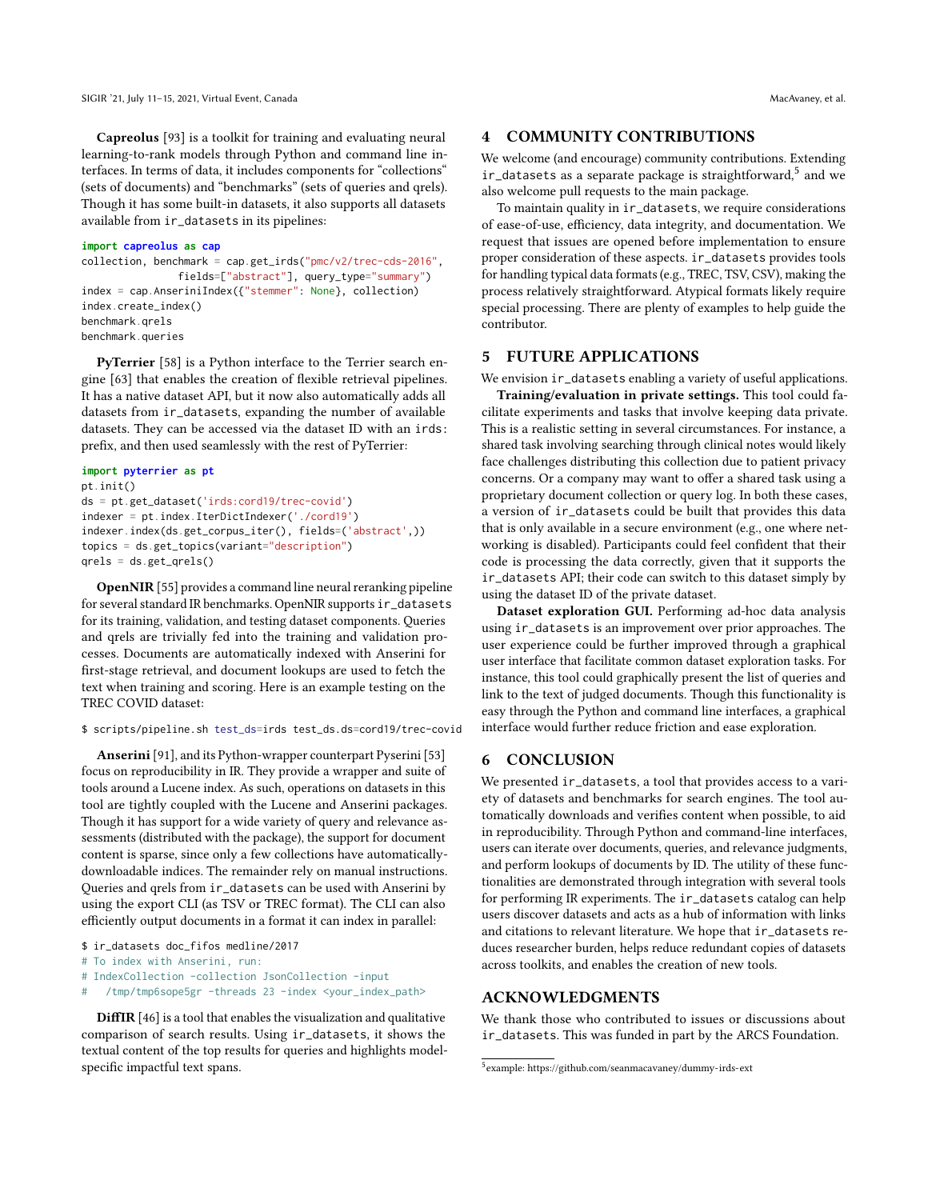**Capreolus** [93] is a toolkit for training and evaluating neural learning-to-rank models through Python and command line interfaces. In terms of data, it includes components for "collections" (sets of documents) and "benchmarks" (sets of queries and qrels). Though it has some built-in datasets, it also supports all datasets available from ir_datasets in its pipelines:

```
import capreolus as cap
collection, benchmark = cap.get_irds("pmc/v2/trec-cds-2016",
                fields=["abstract"], query_type="summary")
index = cap.AnseriniIndex({"stemmer": None}, collection)
index.create_index()
benchmark.qrels
benchmark.queries
```

**PyTerrier** [58] is a Python interface to the Terrier search engine [63] that enables the creation of flexible retrieval pipelines. It has a native dataset API, but it now also automatically adds all datasets from ir_datasets, expanding the number of available datasets. They can be accessed via the dataset ID with an irds: prefix, and then used seamlessly with the rest of PyTerrier:

```
import pyterrier as pt
pt.init()
ds = pt.get_dataset('irds:cord19/trec-covid')
indexer = pt.index.IterDictIndexer('./cord19')
indexer.index(ds.get_corpus_iter(), fields=('abstract',))
topics = ds.get_topics(variant="description")
qrels = ds.get_qrels()
```

**OpenNIR** [55] provides a command line neural reranking pipeline for several standard IR benchmarks. OpenNIR supports ir_datasets for its training, validation, and testing dataset components. Queries and qrels are trivially fed into the training and validation processes. Documents are automatically indexed with Anserini for first-stage retrieval, and document lookups are used to fetch the text when training and scoring. Here is an example testing on the TREC COVID dataset:

```
$ scripts/pipeline.sh test_ds=irds test_ds.ds=cord19/trec-covid
```

**Anserini** [91], and its Python-wrapper counterpart Pyserini [53] focus on reproducibility in IR. They provide a wrapper and suite of tools around a Lucene index. As such, operations on datasets in this tool are tightly coupled with the Lucene and Anserini packages. Though it has support for a wide variety of query and relevance assessments (distributed with the package), the support for document content is sparse, since only a few collections have automatically-downloadable indices. The remainder rely on manual instructions. Queries and qrels from ir_datasets can be used with Anserini by using the export CLI (as TSV or TREC format). The CLI can also efficiently output documents in a format it can index in parallel:

```
$ ir_datasets doc_fifos medline/2017
# To index with Anserini, run:
# IndexCollection -collection JsonCollection -input
#   /tmp/tmp6sope5gr -threads 23 -index <your_index_path>
```

**DiffIR** [46] is a tool that enables the visualization and qualitative comparison of search results. Using ir_datasets, it shows the textual content of the top results for queries and highlights model-specific impactful text spans.

## 4 COMMUNITY CONTRIBUTIONS

We welcome (and encourage) community contributions. Extending ir_datasets as a separate package is straightforward,[5] and we also welcome pull requests to the main package.

To maintain quality in ir_datasets, we require considerations of ease-of-use, efficiency, data integrity, and documentation. We request that issues are opened before implementation to ensure proper consideration of these aspects. ir_datasets provides tools for handling typical data formats (e.g., TREC, TSV, CSV), making the process relatively straightforward. Atypical formats likely require special processing. There are plenty of examples to help guide the contributor.

## 5 FUTURE APPLICATIONS

We envision ir_datasets enabling a variety of useful applications.

**Training/evaluation in private settings.** This tool could facilitate experiments and tasks that involve keeping data private. This is a realistic setting in several circumstances. For instance, a shared task involving searching through clinical notes would likely face challenges distributing this collection due to patient privacy concerns. Or a company may want to offer a shared task using a proprietary document collection or query log. In both these cases, a version of ir_datasets could be built that provides this data that is only available in a secure environment (e.g., one where networking is disabled). Participants could feel confident that their code is processing the data correctly, given that it supports the ir_datasets API; their code can switch to this dataset simply by using the dataset ID of the private dataset.

**Dataset exploration GUI.** Performing ad-hoc data analysis using ir_datasets is an improvement over prior approaches. The user experience could be further improved through a graphical user interface that facilitate common dataset exploration tasks. For instance, this tool could graphically present the list of queries and link to the text of judged documents. Though this functionality is easy through the Python and command line interfaces, a graphical interface would further reduce friction and ease exploration.

## 6 CONCLUSION

We presented ir_datasets, a tool that provides access to a variety of datasets and benchmarks for search engines. The tool automatically downloads and verifies content when possible, to aid in reproducibility. Through Python and command-line interfaces, users can iterate over documents, queries, and relevance judgments, and perform lookups of documents by ID. The utility of these functionalities are demonstrated through integration with several tools for performing IR experiments. The ir_datasets catalog can help users discover datasets and acts as a hub of information with links and citations to relevant literature. We hope that ir_datasets reduces researcher burden, helps reduce redundant copies of datasets across toolkits, and enables the creation of new tools.

## ACKNOWLEDGMENTS

We thank those who contributed to issues or discussions about ir_datasets. This was funded in part by the ARCS Foundation.

[5] example: https://github.com/seanmacavaney/dummy-irds-ext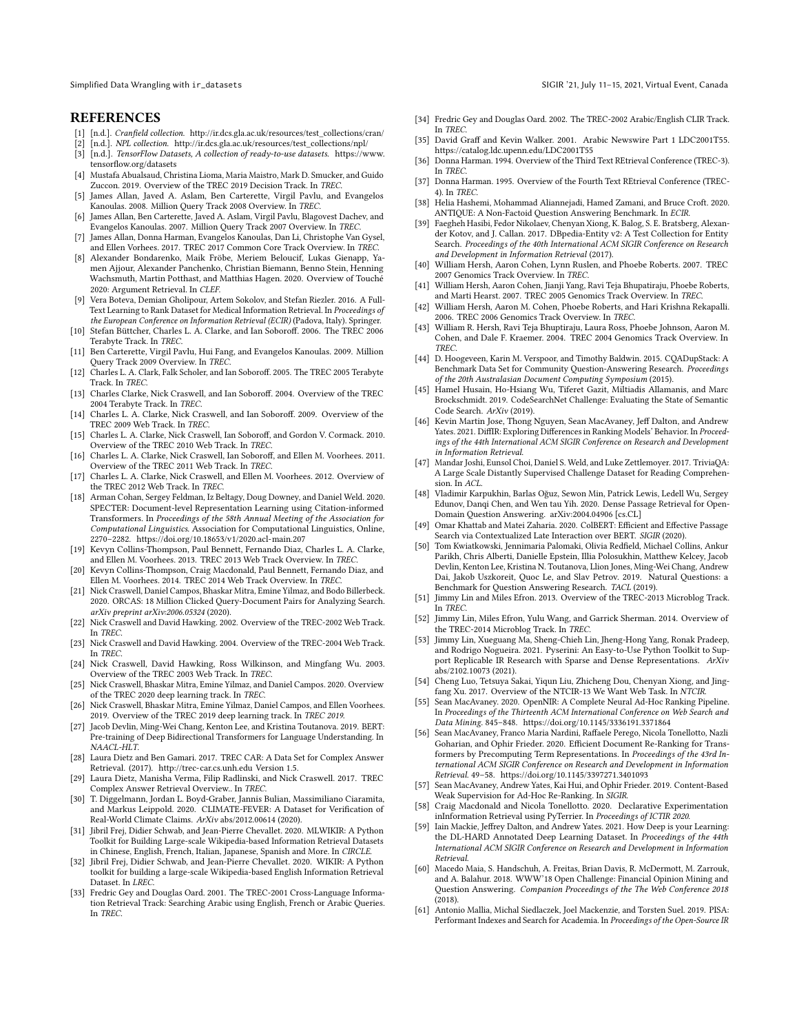## REFERENCES

[1] [n.d.]. *Cranfield collection.* http://ir.dcs.gla.ac.uk/resources/test_collections/cran/

[2] [n.d.]. *NPL collection.* http://ir.dcs.gla.ac.uk/resources/test_collections/npl/

[3] [n.d.]. *TensorFlow Datasets, A collection of ready-to-use datasets.* https://www.tensorflow.org/datasets

[4] Mustafa Abualsaud, Christina Lioma, Maria Maistro, Mark D. Smucker, and Guido Zuccon. 2019. Overview of the TREC 2019 Decision Track. In *TREC*.

[5] James Allan, Javed A. Aslam, Ben Carterette, Virgil Pavlu, and Evangelos Kanoulas. 2008. Million Query Track 2008 Overview. In *TREC*.

[6] James Allan, Ben Carterette, Javed A. Aslam, Virgil Pavlu, Blagovest Dachev, and Evangelos Kanoulas. 2007. Million Query Track 2007 Overview. In *TREC*.

[7] James Allan, Donna Harman, Evangelos Kanoulas, Dan Li, Christophe Van Gysel, and Ellen Vorhees. 2017. TREC 2017 Common Core Track Overview. In *TREC*.

[8] Alexander Bondarenko, Maik Fröbe, Meriem Beloucif, Lukas Gienapp, Yamen Ajjour, Alexander Panchenko, Christian Biemann, Benno Stein, Henning Wachsmuth, Martin Potthast, and Matthias Hagen. 2020. Overview of Touché 2020: Argument Retrieval. In *CLEF*.

[9] Vera Boteva, Demian Gholipour, Artem Sokolov, and Stefan Riezler. 2016. A Full-Text Learning to Rank Dataset for Medical Information Retrieval. In *Proceedings of the European Conference on Information Retrieval (ECIR)* (Padova, Italy). Springer.

[10] Stefan Büttcher, Charles L. A. Clarke, and Ian Soboroff. 2006. The TREC 2006 Terabyte Track. In *TREC*.

[11] Ben Carterette, Virgil Pavlu, Hui Fang, and Evangelos Kanoulas. 2009. Million Query Track 2009 Overview. In *TREC*.

[12] Charles L. A. Clark, Falk Scholer, and Ian Soboroff. 2005. The TREC 2005 Terabyte Track. In *TREC*.

[13] Charles Clarke, Nick Craswell, and Ian Soboroff. 2004. Overview of the TREC 2004 Terabyte Track. In *TREC*.

[14] Charles L. A. Clarke, Nick Craswell, and Ian Soboroff. 2009. Overview of the TREC 2009 Web Track. In *TREC*.

[15] Charles L. A. Clarke, Nick Craswell, Ian Soboroff, and Gordon V. Cormack. 2010. Overview of the TREC 2010 Web Track. In *TREC*.

[16] Charles L. A. Clarke, Nick Craswell, Ian Soboroff, and Ellen M. Voorhees. 2011. Overview of the TREC 2011 Web Track. In *TREC*.

[17] Charles L. A. Clarke, Nick Craswell, and Ellen M. Voorhees. 2012. Overview of the TREC 2012 Web Track. In *TREC*.

[18] Arman Cohan, Sergey Feldman, Iz Beltagy, Doug Downey, and Daniel Weld. 2020. SPECTER: Document-level Representation Learning using Citation-informed Transformers. In *Proceedings of the 58th Annual Meeting of the Association for Computational Linguistics*. Association for Computational Linguistics, Online, 2270–2282. https://doi.org/10.18653/v1/2020.acl-main.207

[19] Kevyn Collins-Thompson, Paul Bennett, Fernando Diaz, Charles L. A. Clarke, and Ellen M. Voorhees. 2013. TREC 2013 Web Track Overview. In *TREC*.

[20] Kevyn Collins-Thompson, Craig Macdonald, Paul Bennett, Fernando Diaz, and Ellen M. Voorhees. 2014. TREC 2014 Web Track Overview. In *TREC*.

[21] Nick Craswell, Daniel Campos, Bhaskar Mitra, Emine Yilmaz, and Bodo Billerbeck. 2020. ORCAS: 18 Million Clicked Query-Document Pairs for Analyzing Search. *arXiv preprint arXiv:2006.05324* (2020).

[22] Nick Craswell and David Hawking. 2002. Overview of the TREC-2002 Web Track. In *TREC*.

[23] Nick Craswell and David Hawking. 2004. Overview of the TREC-2004 Web Track. In *TREC*.

[24] Nick Craswell, David Hawking, Ross Wilkinson, and Mingfang Wu. 2003. Overview of the TREC 2003 Web Track. In *TREC*.

[25] Nick Craswell, Bhaskar Mitra, Emine Yilmaz, and Daniel Campos. 2020. Overview of the TREC 2020 deep learning track. In *TREC*.

[26] Nick Craswell, Bhaskar Mitra, Emine Yilmaz, Daniel Campos, and Ellen Voorhees. 2019. Overview of the TREC 2019 deep learning track. In *TREC 2019*.

[27] Jacob Devlin, Ming-Wei Chang, Kenton Lee, and Kristina Toutanova. 2019. BERT: Pre-training of Deep Bidirectional Transformers for Language Understanding. In *NAACL-HLT*.

[28] Laura Dietz and Ben Gamari. 2017. TREC CAR: A Data Set for Complex Answer Retrieval. (2017). http://trec-car.cs.unh.edu Version 1.5.

[29] Laura Dietz, Manisha Verma, Filip Radlinski, and Nick Craswell. 2017. TREC Complex Answer Retrieval Overview.. In *TREC*.

[30] T. Diggelmann, Jordan L. Boyd-Graber, Jannis Bulian, Massimiliano Ciaramita, and Markus Leippold. 2020. CLIMATE-FEVER: A Dataset for Verification of Real-World Climate Claims. *ArXiv* abs/2012.00614 (2020).

[31] Jibril Frej, Didier Schwab, and Jean-Pierre Chevallet. 2020. MLWIKIR: A Python Toolkit for Building Large-scale Wikipedia-based Information Retrieval Datasets in Chinese, English, French, Italian, Japanese, Spanish and More. In *CIRCLE*.

[32] Jibril Frej, Didier Schwab, and Jean-Pierre Chevallet. 2020. WIKIR: A Python toolkit for building a large-scale Wikipedia-based English Information Retrieval Dataset. In *LREC*.

[33] Fredric Gey and Douglas Oard. 2001. The TREC-2001 Cross-Language Information Retrieval Track: Searching Arabic using English, French or Arabic Queries. In *TREC*.

[34] Fredric Gey and Douglas Oard. 2002. The TREC-2002 Arabic/English CLIR Track. In *TREC*.

[35] David Graff and Kevin Walker. 2001. Arabic Newswire Part 1 LDC2001T55. https://catalog.ldc.upenn.edu/LDC2001T55

[36] Donna Harman. 1994. Overview of the Third Text REtrieval Conference (TREC-3). In *TREC*.

[37] Donna Harman. 1995. Overview of the Fourth Text REtrieval Conference (TREC-4). In *TREC*.

[38] Helia Hashemi, Mohammad Aliannejadi, Hamed Zamani, and Bruce Croft. 2020. ANTIQUE: A Non-Factoid Question Answering Benchmark. In *ECIR*.

[39] Faegheh Hasibi, Fedor Nikolaev, Chenyan Xiong, K. Balog, S. E. Bratsberg, Alexander Kotov, and J. Callan. 2017. DBpedia-Entity v2: A Test Collection for Entity Search. *Proceedings of the 40th International ACM SIGIR Conference on Research and Development in Information Retrieval* (2017).

[40] William Hersh, Aaron Cohen, Lynn Ruslen, and Phoebe Roberts. 2007. TREC 2007 Genomics Track Overview. In *TREC*.

[41] William Hersh, Aaron Cohen, Jianji Yang, Ravi Teja Bhupatiraju, Phoebe Roberts, and Marti Hearst. 2007. TREC 2005 Genomics Track Overview. In *TREC*.

[42] William Hersh, Aaron M. Cohen, Phoebe Roberts, and Hari Krishna Rekapalli. 2006. TREC 2006 Genomics Track Overview. In *TREC*.

[43] William R. Hersh, Ravi Teja Bhuptiraju, Laura Ross, Phoebe Johnson, Aaron M. Cohen, and Dale F. Kraemer. 2004. TREC 2004 Genomics Track Overview. In *TREC*.

[44] D. Hoogeveen, Karin M. Verspoor, and Timothy Baldwin. 2015. CQADupStack: A Benchmark Data Set for Community Question-Answering Research. *Proceedings of the 20th Australasian Document Computing Symposium* (2015).

[45] Hamel Husain, Ho-Hsiang Wu, Tiferet Gazit, Miltiadis Allamanis, and Marc Brockschmidt. 2019. CodeSearchNet Challenge: Evaluating the State of Semantic Code Search. *ArXiv* (2019).

[46] Kevin Martin Jose, Thong Nguyen, Sean MacAvaney, Jeff Dalton, and Andrew Yates. 2021. DiffIR: Exploring Differences in Ranking Models' Behavior. In *Proceedings of the 44th International ACM SIGIR Conference on Research and Development in Information Retrieval*.

[47] Mandar Joshi, Eunsol Choi, Daniel S. Weld, and Luke Zettlemoyer. 2017. TriviaQA: A Large Scale Distantly Supervised Challenge Dataset for Reading Comprehension. In *ACL*.

[48] Vladimir Karpukhin, Barlas Oğuz, Sewon Min, Patrick Lewis, Ledell Wu, Sergey Edunov, Danqi Chen, and Wen tau Yih. 2020. Dense Passage Retrieval for Open-Domain Question Answering. arXiv:2004.04906 [cs.CL]

[49] Omar Khattab and Matei Zaharia. 2020. ColBERT: Efficient and Effective Passage Search via Contextualized Late Interaction over BERT. *SIGIR* (2020).

[50] Tom Kwiatkowski, Jennimaria Palomaki, Olivia Redfield, Michael Collins, Ankur Parikh, Chris Alberti, Danielle Epstein, Illia Polosukhin, Matthew Kelcey, Jacob Devlin, Kenton Lee, Kristina N. Toutanova, Llion Jones, Ming-Wei Chang, Andrew Dai, Jakob Uszkoreit, Quoc Le, and Slav Petrov. 2019. Natural Questions: a Benchmark for Question Answering Research. *TACL* (2019).

[51] Jimmy Lin and Miles Efron. 2013. Overview of the TREC-2013 Microblog Track. In *TREC*.

[52] Jimmy Lin, Miles Efron, Yulu Wang, and Garrick Sherman. 2014. Overview of the TREC-2014 Microblog Track. In *TREC*.

[53] Jimmy Lin, Xueguang Ma, Sheng-Chieh Lin, Jheng-Hong Yang, Ronak Pradeep, and Rodrigo Nogueira. 2021. Pyserini: An Easy-to-Use Python Toolkit to Support Replicable IR Research with Sparse and Dense Representations. *ArXiv* abs/2102.10073 (2021).

[54] Cheng Luo, Tetsuya Sakai, Yiqun Liu, Zhicheng Dou, Chenyan Xiong, and Jingfang Xu. 2017. Overview of the NTCIR-13 We Want Web Task. In *NTCIR*.

[55] Sean MacAvaney. 2020. OpenNIR: A Complete Neural Ad-Hoc Ranking Pipeline. In *Proceedings of the Thirteenth ACM International Conference on Web Search and Data Mining*. 845–848. https://doi.org/10.1145/3336191.3371864

[56] Sean MacAvaney, Franco Maria Nardini, Raffaele Perego, Nicola Tonellotto, Nazli Goharian, and Ophir Frieder. 2020. Efficient Document Re-Ranking for Transformers by Precomputing Term Representations. In *Proceedings of the 43rd International ACM SIGIR Conference on Research and Development in Information Retrieval*. 49–58. https://doi.org/10.1145/3397271.3401093

[57] Sean MacAvaney, Andrew Yates, Kai Hui, and Ophir Frieder. 2019. Content-Based Weak Supervision for Ad-Hoc Re-Ranking. In *SIGIR*.

[58] Craig Macdonald and Nicola Tonellotto. 2020. Declarative Experimentation inInformation Retrieval using PyTerrier. In *Proceedings of ICTIR 2020*.

[59] Iain Mackie, Jeffrey Dalton, and Andrew Yates. 2021. How Deep is your Learning: the DL-HARD Annotated Deep Learning Dataset. In *Proceedings of the 44th International ACM SIGIR Conference on Research and Development in Information Retrieval*.

[60] Macedo Maia, S. Handschuh, A. Freitas, Brian Davis, R. McDermott, M. Zarrouk, and A. Balahur. 2018. WWW'18 Open Challenge: Financial Opinion Mining and Question Answering. *Companion Proceedings of the The Web Conference 2018* (2018).

[61] Antonio Mallia, Michal Siedlaczek, Joel Mackenzie, and Torsten Suel. 2019. PISA: Performant Indexes and Search for Academia. In *Proceedings of the Open-Source IR*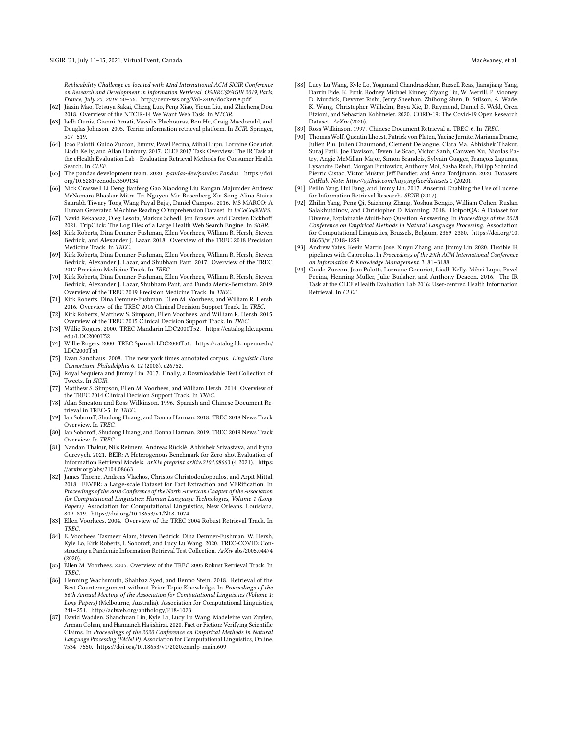*Replicability Challenge co-located with 42nd International ACM SIGIR Conference on Research and Development in Information Retrieval, OSIRRC@SIGIR 2019, Paris, France, July 25, 2019.* 50–56. http://ceur-ws.org/Vol-2409/docker08.pdf

[62] Jiaxin Mao, Tetsuya Sakai, Cheng Luo, Peng Xiao, Yiqun Liu, and Zhicheng Dou. 2018. Overview of the NTCIR-14 We Want Web Task. In *NTCIR*.

[63] Iadh Ounis, Gianni Amati, Vassilis Plachouras, Ben He, Craig Macdonald, and Douglas Johnson. 2005. Terrier information retrieval platform. In *ECIR*. Springer, 517–519.

[64] Joao Palotti, Guido Zuccon, Jimmy, Pavel Pecina, Mihai Lupu, Lorraine Goeuriot, Liadh Kelly, and Allan Hanbury. 2017. CLEF 2017 Task Overview: The IR Task at the eHealth Evaluation Lab - Evaluating Retrieval Methods for Consumer Health Search. In *CLEF*.

[65] The pandas development team. 2020. *pandas-dev/pandas: Pandas*. https://doi.org/10.5281/zenodo.3509134

[66] Nick Craswell Li Deng Jianfeng Gao Xiaodong Liu Rangan Majumder Andrew McNamara Bhaskar Mitra Tri Nguyen Mir Rosenberg Xia Song Alina Stoica Saurabh Tiwary Tong Wang Payal Bajaj, Daniel Campos. 2016. MS MARCO: A Human Generated MAchine Reading COmprehension Dataset. In *InCoCo@NIPS*.

[67] Navid Rekabsaz, Oleg Lesota, Markus Schedl, Jon Brassey, and Carsten Eickhoff. 2021. TripClick: The Log Files of a Large Health Web Search Engine. In *SIGIR*.

[68] Kirk Roberts, Dina Demner-Fushman, Ellen Voorhees, William R. Hersh, Steven Bedrick, and Alexander J. Lazar. 2018. Overview of the TREC 2018 Precision Medicine Track. In *TREC*.

[69] Kirk Roberts, Dina Demner-Fushman, Ellen Voorhees, William R. Hersh, Steven Bedrick, Alexander J. Lazar, and Shubham Pant. 2017. Overview of the TREC 2017 Precision Medicine Track. In *TREC*.

[70] Kirk Roberts, Dina Demner-Fushman, Ellen Voorhees, William R. Hersh, Steven Bedrick, Alexander J. Lazar, Shubham Pant, and Funda Meric-Bernstam. 2019. Overview of the TREC 2019 Precision Medicine Track. In *TREC*.

[71] Kirk Roberts, Dina Demner-Fushman, Ellen M. Voorhees, and William R. Hersh. 2016. Overview of the TREC 2016 Clinical Decision Support Track. In *TREC*.

[72] Kirk Roberts, Matthew S. Simpson, Ellen Voorhees, and William R. Hersh. 2015. Overview of the TREC 2015 Clinical Decision Support Track. In *TREC*.

[73] Willie Rogers. 2000. TREC Mandarin LDC2000T52. https://catalog.ldc.upenn.edu/LDC2000T52

[74] Willie Rogers. 2000. TREC Spanish LDC2000T51. https://catalog.ldc.upenn.edu/LDC2000T51

[75] Evan Sandhaus. 2008. The new york times annotated corpus. *Linguistic Data Consortium, Philadelphia* 6, 12 (2008), e26752.

[76] Royal Sequiera and Jimmy Lin. 2017. Finally, a Downloadable Test Collection of Tweets. In *SIGIR*.

[77] Matthew S. Simpson, Ellen M. Voorhees, and William Hersh. 2014. Overview of the TREC 2014 Clinical Decision Support Track. In *TREC*.

[78] Alan Smeaton and Ross Wilkinson. 1996. Spanish and Chinese Document Retrieval in TREC-5. In *TREC*.

[79] Ian Soboroff, Shudong Huang, and Donna Harman. 2018. TREC 2018 News Track Overview. In *TREC*.

[80] Ian Soboroff, Shudong Huang, and Donna Harman. 2019. TREC 2019 News Track Overview. In *TREC*.

[81] Nandan Thakur, Nils Reimers, Andreas Rücklé, Abhishek Srivastava, and Iryna Gurevych. 2021. BEIR: A Heterogenous Benchmark for Zero-shot Evaluation of Information Retrieval Models. *arXiv preprint arXiv:2104.08663* (4 2021). https://arxiv.org/abs/2104.08663

[82] James Thorne, Andreas Vlachos, Christos Christodoulopoulos, and Arpit Mittal. 2018. FEVER: a Large-scale Dataset for Fact Extraction and VERification. In *Proceedings of the 2018 Conference of the North American Chapter of the Association for Computational Linguistics: Human Language Technologies, Volume 1 (Long Papers)*. Association for Computational Linguistics, New Orleans, Louisiana, 809–819. https://doi.org/10.18653/v1/N18-1074

[83] Ellen Voorhees. 2004. Overview of the TREC 2004 Robust Retrieval Track. In *TREC*.

[84] E. Voorhees, Tasmeer Alam, Steven Bedrick, Dina Demner-Fushman, W. Hersh, Kyle Lo, Kirk Roberts, I. Soboroff, and Lucy Lu Wang. 2020. TREC-COVID: Constructing a Pandemic Information Retrieval Test Collection. *ArXiv* abs/2005.04474 (2020).

[85] Ellen M. Voorhees. 2005. Overview of the TREC 2005 Robust Retrieval Track. In *TREC*.

[86] Henning Wachsmuth, Shahbaz Syed, and Benno Stein. 2018. Retrieval of the Best Counterargument without Prior Topic Knowledge. In *Proceedings of the 56th Annual Meeting of the Association for Computational Linguistics (Volume 1: Long Papers)* (Melbourne, Australia). Association for Computational Linguistics, 241–251. http://aclweb.org/anthology/P18-1023

[87] David Wadden, Shanchuan Lin, Kyle Lo, Lucy Lu Wang, Madeleine van Zuylen, Arman Cohan, and Hannaneh Hajishirzi. 2020. Fact or Fiction: Verifying Scientific Claims. In *Proceedings of the 2020 Conference on Empirical Methods in Natural Language Processing (EMNLP)*. Association for Computational Linguistics, Online, 7534–7550. https://doi.org/10.18653/v1/2020.emnlp-main.609

[88] Lucy Lu Wang, Kyle Lo, Yoganand Chandrasekhar, Russell Reas, Jiangjiang Yang, Darrin Eide, K. Funk, Rodney Michael Kinney, Ziyang Liu, W. Merrill, P. Mooney, D. Murdick, Devvret Rishi, Jerry Sheehan, Zhihong Shen, B. Stilson, A. Wade, K. Wang, Christopher Wilhelm, Boya Xie, D. Raymond, Daniel S. Weld, Oren Etzioni, and Sebastian Kohlmeier. 2020. CORD-19: The Covid-19 Open Research Dataset. *ArXiv* (2020).

[89] Ross Wilkinson. 1997. Chinese Document Retrieval at TREC-6. In *TREC*.

[90] Thomas Wolf, Quentin Lhoest, Patrick von Platen, Yacine Jernite, Mariama Drame, Julien Plu, Julien Chaumond, Clement Delangue, Clara Ma, Abhishek Thakur, Suraj Patil, Joe Davison, Teven Le Scao, Victor Sanh, Canwen Xu, Nicolas Patry, Angie McMillan-Major, Simon Brandeis, Sylvain Gugger, François Lagunas, Lysandre Debut, Morgan Funtowicz, Anthony Moi, Sasha Rush, Philipp Schmidd, Pierric Cistac, Victor Muštar, Jeff Boudier, and Anna Tordjmann. 2020. Datasets. *GitHub. Note: https://github.com/huggingface/datasets* 1 (2020).

[91] Peilin Yang, Hui Fang, and Jimmy Lin. 2017. Anserini: Enabling the Use of Lucene for Information Retrieval Research. *SIGIR* (2017).

[92] Zhilin Yang, Peng Qi, Saizheng Zhang, Yoshua Bengio, William Cohen, Ruslan Salakhutdinov, and Christopher D. Manning. 2018. HotpotQA: A Dataset for Diverse, Explainable Multi-hop Question Answering. In *Proceedings of the 2018 Conference on Empirical Methods in Natural Language Processing*. Association for Computational Linguistics, Brussels, Belgium, 2369–2380. https://doi.org/10.18653/v1/D18-1259

[93] Andrew Yates, Kevin Martin Jose, Xinyu Zhang, and Jimmy Lin. 2020. Flexible IR pipelines with Capreolus. In *Proceedings of the 29th ACM International Conference on Information & Knowledge Management*. 3181–3188.

[94] Guido Zuccon, Joao Palotti, Lorraine Goeuriot, Liadh Kelly, Mihai Lupu, Pavel Pecina, Henning Müller, Julie Budaher, and Anthony Deacon. 2016. The IR Task at the CLEF eHealth Evaluation Lab 2016: User-centred Health Information Retrieval. In *CLEF*.